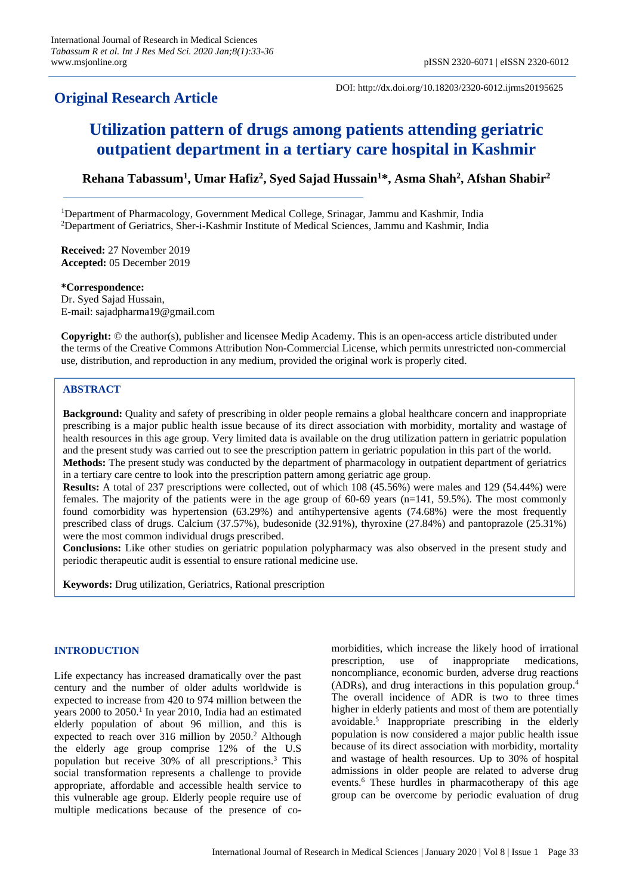DOI: http://dx.doi.org/10.18203/2320-6012.ijrms20195625

**Original Research Article**

# Utilization pattern of drugs among patients attending geriatric outpatient department in a tertiary care hospital in Kashmir

**Rehana Tabassum[1], Umar Hafiz[2], Syed Sajad Hussain[1]*, Asma Shah[2], Afshan Shabir[2]**

[1]Department of Pharmacology, Government Medical College, Srinagar, Jammu and Kashmir, India
[2]Department of Geriatrics, Sher-i-Kashmir Institute of Medical Sciences, Jammu and Kashmir, India

**Received:** 27 November 2019
**Accepted:** 05 December 2019

**\*Correspondence:**
Dr. Syed Sajad Hussain,
E-mail: sajadpharma19@gmail.com

**Copyright:** © the author(s), publisher and licensee Medip Academy. This is an open-access article distributed under the terms of the Creative Commons Attribution Non-Commercial License, which permits unrestricted non-commercial use, distribution, and reproduction in any medium, provided the original work is properly cited.

## ABSTRACT

**Background:** Quality and safety of prescribing in older people remains a global healthcare concern and inappropriate prescribing is a major public health issue because of its direct association with morbidity, mortality and wastage of health resources in this age group. Very limited data is available on the drug utilization pattern in geriatric population and the present study was carried out to see the prescription pattern in geriatric population in this part of the world.

**Methods:** The present study was conducted by the department of pharmacology in outpatient department of geriatrics in a tertiary care centre to look into the prescription pattern among geriatric age group.

**Results:** A total of 237 prescriptions were collected, out of which 108 (45.56%) were males and 129 (54.44%) were females. The majority of the patients were in the age group of 60-69 years (n=141, 59.5%). The most commonly found comorbidity was hypertension (63.29%) and antihypertensive agents (74.68%) were the most frequently prescribed class of drugs. Calcium (37.57%), budesonide (32.91%), thyroxine (27.84%) and pantoprazole (25.31%) were the most common individual drugs prescribed.

**Conclusions:** Like other studies on geriatric population polypharmacy was also observed in the present study and periodic therapeutic audit is essential to ensure rational medicine use.

**Keywords:** Drug utilization, Geriatrics, Rational prescription

## INTRODUCTION

Life expectancy has increased dramatically over the past century and the number of older adults worldwide is expected to increase from 420 to 974 million between the years 2000 to 2050.[1] In year 2010, India had an estimated elderly population of about 96 million, and this is expected to reach over 316 million by 2050.[2] Although the elderly age group comprise 12% of the U.S population but receive 30% of all prescriptions.[3] This social transformation represents a challenge to provide appropriate, affordable and accessible health service to this vulnerable age group. Elderly people require use of multiple medications because of the presence of co-morbidities, which increase the likely hood of irrational prescription, use of inappropriate medications, noncompliance, economic burden, adverse drug reactions (ADRs), and drug interactions in this population group.[4] The overall incidence of ADR is two to three times higher in elderly patients and most of them are potentially avoidable.[5] Inappropriate prescribing in the elderly population is now considered a major public health issue because of its direct association with morbidity, mortality and wastage of health resources. Up to 30% of hospital admissions in older people are related to adverse drug events.[6] These hurdles in pharmacotherapy of this age group can be overcome by periodic evaluation of drug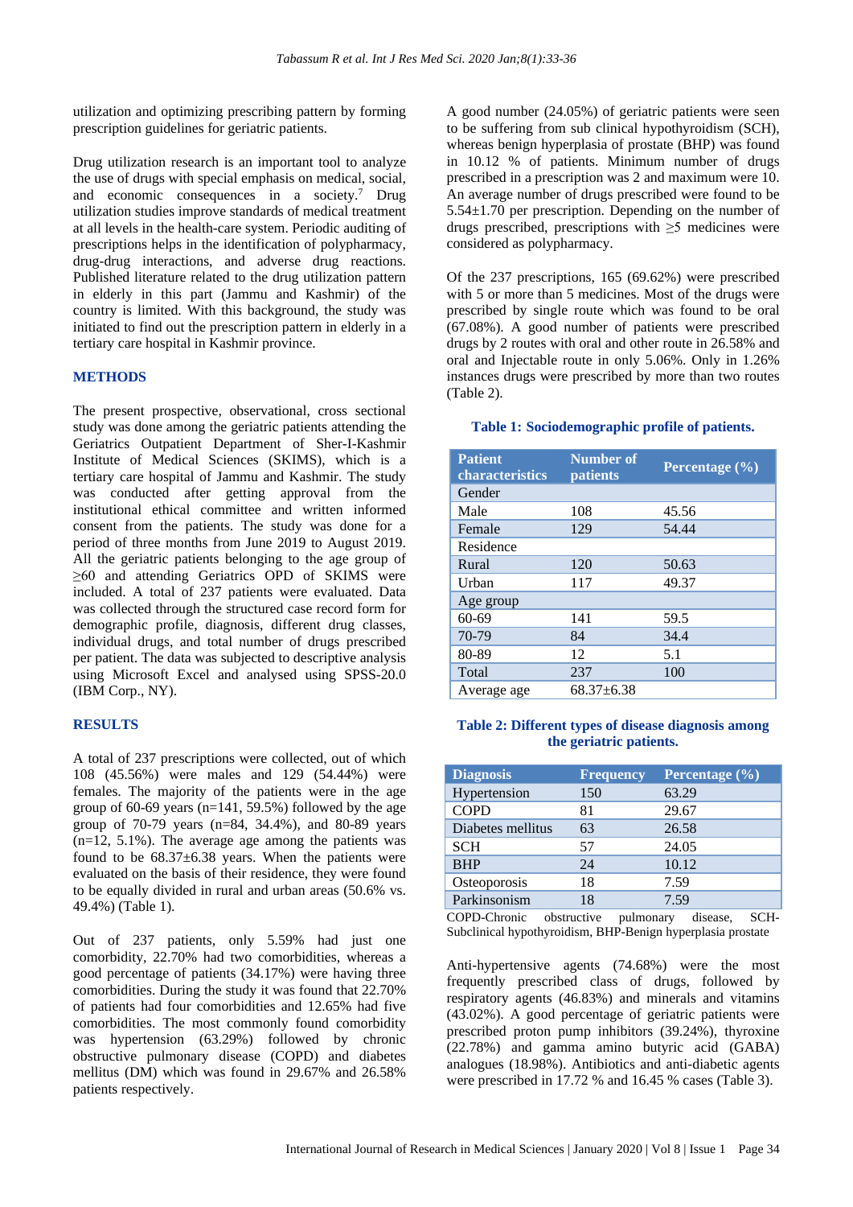utilization and optimizing prescribing pattern by forming prescription guidelines for geriatric patients.

Drug utilization research is an important tool to analyze the use of drugs with special emphasis on medical, social, and economic consequences in a society.[7] Drug utilization studies improve standards of medical treatment at all levels in the health-care system. Periodic auditing of prescriptions helps in the identification of polypharmacy, drug-drug interactions, and adverse drug reactions. Published literature related to the drug utilization pattern in elderly in this part (Jammu and Kashmir) of the country is limited. With this background, the study was initiated to find out the prescription pattern in elderly in a tertiary care hospital in Kashmir province.

## METHODS

The present prospective, observational, cross sectional study was done among the geriatric patients attending the Geriatrics Outpatient Department of Sher-I-Kashmir Institute of Medical Sciences (SKIMS), which is a tertiary care hospital of Jammu and Kashmir. The study was conducted after getting approval from the institutional ethical committee and written informed consent from the patients. The study was done for a period of three months from June 2019 to August 2019. All the geriatric patients belonging to the age group of ≥60 and attending Geriatrics OPD of SKIMS were included. A total of 237 patients were evaluated. Data was collected through the structured case record form for demographic profile, diagnosis, different drug classes, individual drugs, and total number of drugs prescribed per patient. The data was subjected to descriptive analysis using Microsoft Excel and analysed using SPSS-20.0 (IBM Corp., NY).

## RESULTS

A total of 237 prescriptions were collected, out of which 108 (45.56%) were males and 129 (54.44%) were females. The majority of the patients were in the age group of 60-69 years (n=141, 59.5%) followed by the age group of 70-79 years (n=84, 34.4%), and 80-89 years (n=12, 5.1%). The average age among the patients was found to be 68.37±6.38 years. When the patients were evaluated on the basis of their residence, they were found to be equally divided in rural and urban areas (50.6% vs. 49.4%) (Table 1).

Out of 237 patients, only 5.59% had just one comorbidity, 22.70% had two comorbidities, whereas a good percentage of patients (34.17%) were having three comorbidities. During the study it was found that 22.70% of patients had four comorbidities and 12.65% had five comorbidities. The most commonly found comorbidity was hypertension (63.29%) followed by chronic obstructive pulmonary disease (COPD) and diabetes mellitus (DM) which was found in 29.67% and 26.58% patients respectively.

A good number (24.05%) of geriatric patients were seen to be suffering from sub clinical hypothyroidism (SCH), whereas benign hyperplasia of prostate (BHP) was found in 10.12 % of patients. Minimum number of drugs prescribed in a prescription was 2 and maximum were 10. An average number of drugs prescribed were found to be 5.54±1.70 per prescription. Depending on the number of drugs prescribed, prescriptions with ≥5 medicines were considered as polypharmacy.

Of the 237 prescriptions, 165 (69.62%) were prescribed with 5 or more than 5 medicines. Most of the drugs were prescribed by single route which was found to be oral (67.08%). A good number of patients were prescribed drugs by 2 routes with oral and other route in 26.58% and oral and Injectable route in only 5.06%. Only in 1.26% instances drugs were prescribed by more than two routes (Table 2).

**Table 1: Sociodemographic profile of patients.**

| Patient characteristics | Number of patients | Percentage (%) |
|---|---|---|
| Gender | | |
| Male | 108 | 45.56 |
| Female | 129 | 54.44 |
| Residence | | |
| Rural | 120 | 50.63 |
| Urban | 117 | 49.37 |
| Age group | | |
| 60-69 | 141 | 59.5 |
| 70-79 | 84 | 34.4 |
| 80-89 | 12 | 5.1 |
| Total | 237 | 100 |
| Average age | 68.37±6.38 | |

**Table 2: Different types of disease diagnosis among the geriatric patients.**

| Diagnosis | Frequency | Percentage (%) |
|---|---|---|
| Hypertension | 150 | 63.29 |
| COPD | 81 | 29.67 |
| Diabetes mellitus | 63 | 26.58 |
| SCH | 57 | 24.05 |
| BHP | 24 | 10.12 |
| Osteoporosis | 18 | 7.59 |
| Parkinsonism | 18 | 7.59 |

COPD-Chronic obstructive pulmonary disease, SCH-Subclinical hypothyroidism, BHP-Benign hyperplasia prostate

Anti-hypertensive agents (74.68%) were the most frequently prescribed class of drugs, followed by respiratory agents (46.83%) and minerals and vitamins (43.02%). A good percentage of geriatric patients were prescribed proton pump inhibitors (39.24%), thyroxine (22.78%) and gamma amino butyric acid (GABA) analogues (18.98%). Antibiotics and anti-diabetic agents were prescribed in 17.72 % and 16.45 % cases (Table 3).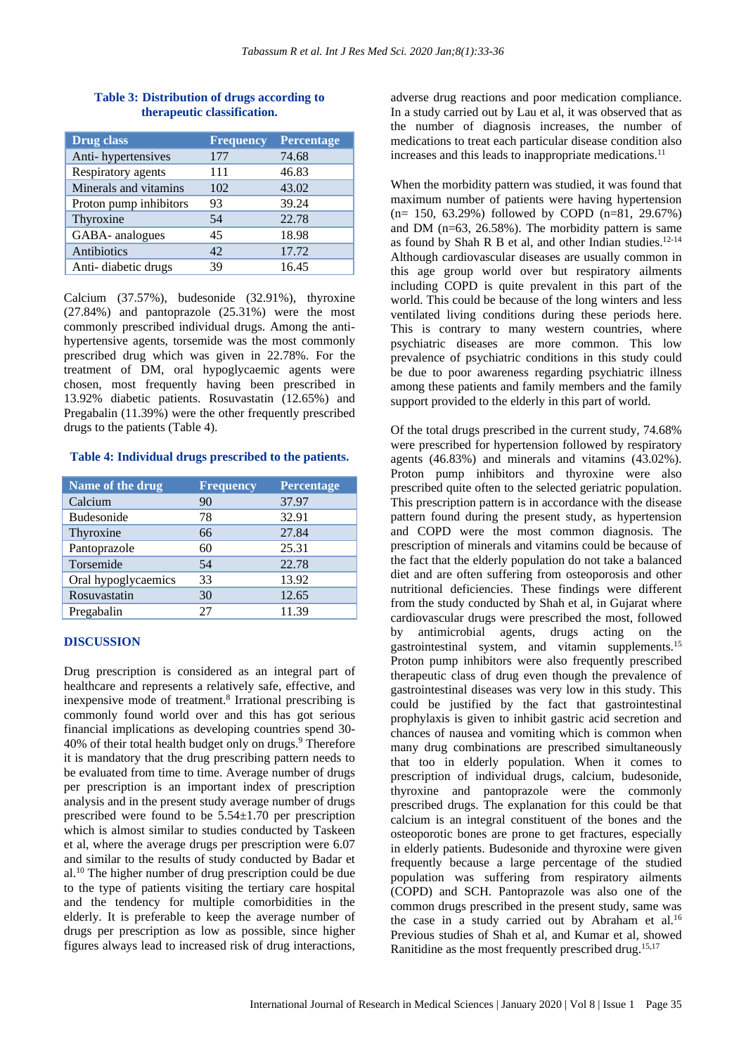**Table 3: Distribution of drugs according to therapeutic classification.**

| Drug class | Frequency | Percentage |
|---|---|---|
| Anti- hypertensives | 177 | 74.68 |
| Respiratory agents | 111 | 46.83 |
| Minerals and vitamins | 102 | 43.02 |
| Proton pump inhibitors | 93 | 39.24 |
| Thyroxine | 54 | 22.78 |
| GABA- analogues | 45 | 18.98 |
| Antibiotics | 42 | 17.72 |
| Anti- diabetic drugs | 39 | 16.45 |

Calcium (37.57%), budesonide (32.91%), thyroxine (27.84%) and pantoprazole (25.31%) were the most commonly prescribed individual drugs. Among the anti-hypertensive agents, torsemide was the most commonly prescribed drug which was given in 22.78%. For the treatment of DM, oral hypoglycaemic agents were chosen, most frequently having been prescribed in 13.92% diabetic patients. Rosuvastatin (12.65%) and Pregabalin (11.39%) were the other frequently prescribed drugs to the patients (Table 4).

**Table 4: Individual drugs prescribed to the patients.**

| Name of the drug | Frequency | Percentage |
|---|---|---|
| Calcium | 90 | 37.97 |
| Budesonide | 78 | 32.91 |
| Thyroxine | 66 | 27.84 |
| Pantoprazole | 60 | 25.31 |
| Torsemide | 54 | 22.78 |
| Oral hypoglycaemics | 33 | 13.92 |
| Rosuvastatin | 30 | 12.65 |
| Pregabalin | 27 | 11.39 |

## DISCUSSION

Drug prescription is considered as an integral part of healthcare and represents a relatively safe, effective, and inexpensive mode of treatment.[8] Irrational prescribing is commonly found world over and this has got serious financial implications as developing countries spend 30-40% of their total health budget only on drugs.[9] Therefore it is mandatory that the drug prescribing pattern needs to be evaluated from time to time. Average number of drugs per prescription is an important index of prescription analysis and in the present study average number of drugs prescribed were found to be 5.54±1.70 per prescription which is almost similar to studies conducted by Taskeen et al, where the average drugs per prescription were 6.07 and similar to the results of study conducted by Badar et al.[10] The higher number of drug prescription could be due to the type of patients visiting the tertiary care hospital and the tendency for multiple comorbidities in the elderly. It is preferable to keep the average number of drugs per prescription as low as possible, since higher figures always lead to increased risk of drug interactions, adverse drug reactions and poor medication compliance. In a study carried out by Lau et al, it was observed that as the number of diagnosis increases, the number of medications to treat each particular disease condition also increases and this leads to inappropriate medications.[11]

When the morbidity pattern was studied, it was found that maximum number of patients were having hypertension (n= 150, 63.29%) followed by COPD (n=81, 29.67%) and DM (n=63, 26.58%). The morbidity pattern is same as found by Shah R B et al, and other Indian studies.[12-14] Although cardiovascular diseases are usually common in this age group world over but respiratory ailments including COPD is quite prevalent in this part of the world. This could be because of the long winters and less ventilated living conditions during these periods here. This is contrary to many western countries, where psychiatric diseases are more common. This low prevalence of psychiatric conditions in this study could be due to poor awareness regarding psychiatric illness among these patients and family members and the family support provided to the elderly in this part of world.

Of the total drugs prescribed in the current study, 74.68% were prescribed for hypertension followed by respiratory agents (46.83%) and minerals and vitamins (43.02%). Proton pump inhibitors and thyroxine were also prescribed quite often to the selected geriatric population. This prescription pattern is in accordance with the disease pattern found during the present study, as hypertension and COPD were the most common diagnosis. The prescription of minerals and vitamins could be because of the fact that the elderly population do not take a balanced diet and are often suffering from osteoporosis and other nutritional deficiencies. These findings were different from the study conducted by Shah et al, in Gujarat where cardiovascular drugs were prescribed the most, followed by antimicrobial agents, drugs acting on the gastrointestinal system, and vitamin supplements.[15] Proton pump inhibitors were also frequently prescribed therapeutic class of drug even though the prevalence of gastrointestinal diseases was very low in this study. This could be justified by the fact that gastrointestinal prophylaxis is given to inhibit gastric acid secretion and chances of nausea and vomiting which is common when many drug combinations are prescribed simultaneously that too in elderly population. When it comes to prescription of individual drugs, calcium, budesonide, thyroxine and pantoprazole were the commonly prescribed drugs. The explanation for this could be that calcium is an integral constituent of the bones and the osteoporotic bones are prone to get fractures, especially in elderly patients. Budesonide and thyroxine were given frequently because a large percentage of the studied population was suffering from respiratory ailments (COPD) and SCH. Pantoprazole was also one of the common drugs prescribed in the present study, same was the case in a study carried out by Abraham et al.[16] Previous studies of Shah et al, and Kumar et al, showed Ranitidine as the most frequently prescribed drug.[15,17]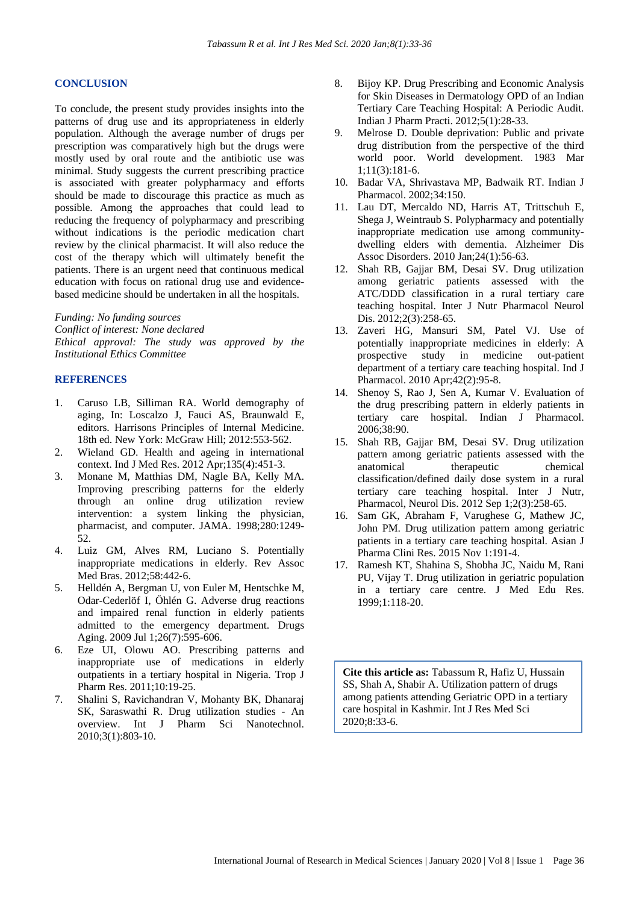## CONCLUSION

To conclude, the present study provides insights into the patterns of drug use and its appropriateness in elderly population. Although the average number of drugs per prescription was comparatively high but the drugs were mostly used by oral route and the antibiotic use was minimal. Study suggests the current prescribing practice is associated with greater polypharmacy and efforts should be made to discourage this practice as much as possible. Among the approaches that could lead to reducing the frequency of polypharmacy and prescribing without indications is the periodic medication chart review by the clinical pharmacist. It will also reduce the cost of the therapy which will ultimately benefit the patients. There is an urgent need that continuous medical education with focus on rational drug use and evidence-based medicine should be undertaken in all the hospitals.

*Funding: No funding sources*
*Conflict of interest: None declared*
*Ethical approval: The study was approved by the Institutional Ethics Committee*

## REFERENCES

1. Caruso LB, Silliman RA. World demography of aging, In: Loscalzo J, Fauci AS, Braunwald E, editors. Harrisons Principles of Internal Medicine. 18th ed. New York: McGraw Hill; 2012:553-562.
2. Wieland GD. Health and ageing in international context. Ind J Med Res. 2012 Apr;135(4):451-3.
3. Monane M, Matthias DM, Nagle BA, Kelly MA. Improving prescribing patterns for the elderly through an online drug utilization review intervention: a system linking the physician, pharmacist, and computer. JAMA. 1998;280:1249-52.
4. Luiz GM, Alves RM, Luciano S. Potentially inappropriate medications in elderly. Rev Assoc Med Bras. 2012;58:442-6.
5. Helldén A, Bergman U, von Euler M, Hentschke M, Odar-Cederlöf I, Öhlén G. Adverse drug reactions and impaired renal function in elderly patients admitted to the emergency department. Drugs Aging. 2009 Jul 1;26(7):595-606.
6. Eze UI, Olowu AO. Prescribing patterns and inappropriate use of medications in elderly outpatients in a tertiary hospital in Nigeria. Trop J Pharm Res. 2011;10:19-25.
7. Shalini S, Ravichandran V, Mohanty BK, Dhanaraj SK, Saraswathi R. Drug utilization studies - An overview. Int J Pharm Sci Nanotechnol. 2010;3(1):803-10.
8. Bijoy KP. Drug Prescribing and Economic Analysis for Skin Diseases in Dermatology OPD of an Indian Tertiary Care Teaching Hospital: A Periodic Audit. Indian J Pharm Practi. 2012;5(1):28-33.
9. Melrose D. Double deprivation: Public and private drug distribution from the perspective of the third world poor. World development. 1983 Mar 1;11(3):181-6.
10. Badar VA, Shrivastava MP, Badwaik RT. Indian J Pharmacol. 2002;34:150.
11. Lau DT, Mercaldo ND, Harris AT, Trittschuh E, Shega J, Weintraub S. Polypharmacy and potentially inappropriate medication use among community-dwelling elders with dementia. Alzheimer Dis Assoc Disorders. 2010 Jan;24(1):56-63.
12. Shah RB, Gajjar BM, Desai SV. Drug utilization among geriatric patients assessed with the ATC/DDD classification in a rural tertiary care teaching hospital. Inter J Nutr Pharmacol Neurol Dis. 2012;2(3):258-65.
13. Zaveri HG, Mansuri SM, Patel VJ. Use of potentially inappropriate medicines in elderly: A prospective study in medicine out-patient department of a tertiary care teaching hospital. Ind J Pharmacol. 2010 Apr;42(2):95-8.
14. Shenoy S, Rao J, Sen A, Kumar V. Evaluation of the drug prescribing pattern in elderly patients in tertiary care hospital. Indian J Pharmacol. 2006;38:90.
15. Shah RB, Gajjar BM, Desai SV. Drug utilization pattern among geriatric patients assessed with the anatomical therapeutic chemical classification/defined daily dose system in a rural tertiary care teaching hospital. Inter J Nutr, Pharmacol, Neurol Dis. 2012 Sep 1;2(3):258-65.
16. Sam GK, Abraham F, Varughese G, Mathew JC, John PM. Drug utilization pattern among geriatric patients in a tertiary care teaching hospital. Asian J Pharma Clini Res. 2015 Nov 1:191-4.
17. Ramesh KT, Shahina S, Shobha JC, Naidu M, Rani PU, Vijay T. Drug utilization in geriatric population in a tertiary care centre. J Med Edu Res. 1999;1:118-20.

**Cite this article as:** Tabassum R, Hafiz U, Hussain SS, Shah A, Shabir A. Utilization pattern of drugs among patients attending Geriatric OPD in a tertiary care hospital in Kashmir. Int J Res Med Sci 2020;8:33-6.